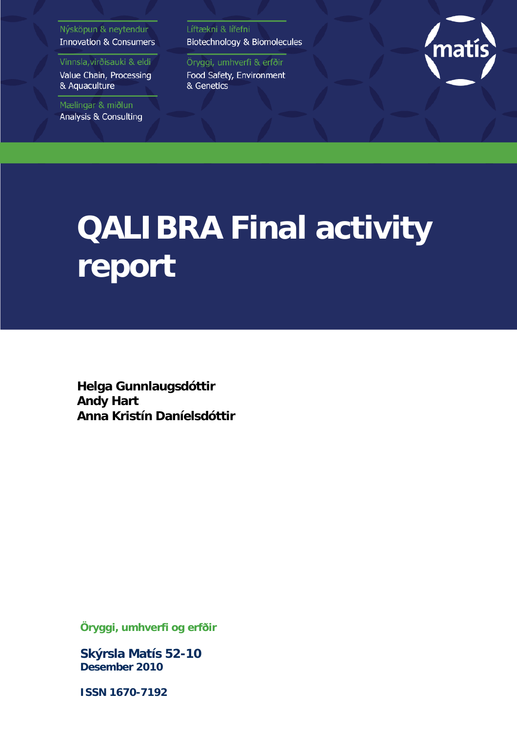Nýsköpun & neytendur
Innovation & Consumers

Vinnsla,virðisauki & eldi
Value Chain, Processing & Aquaculture

Mælingar & miðlun
Analysis & Consulting

Líftækni & lífefni
Biotechnology & Biomolecules

Öryggi, umhverfi & erfðir
Food Safety, Environment & Genetics

matís

# QALIBRA Final activity report

**Helga Gunnlaugsdóttir**
**Andy Hart**
**Anna Kristín Daníelsdóttir**

Öryggi, umhverfi og erfðir

**Skýrsla Matís 52-10**
**Desember 2010**

**ISSN 1670-7192**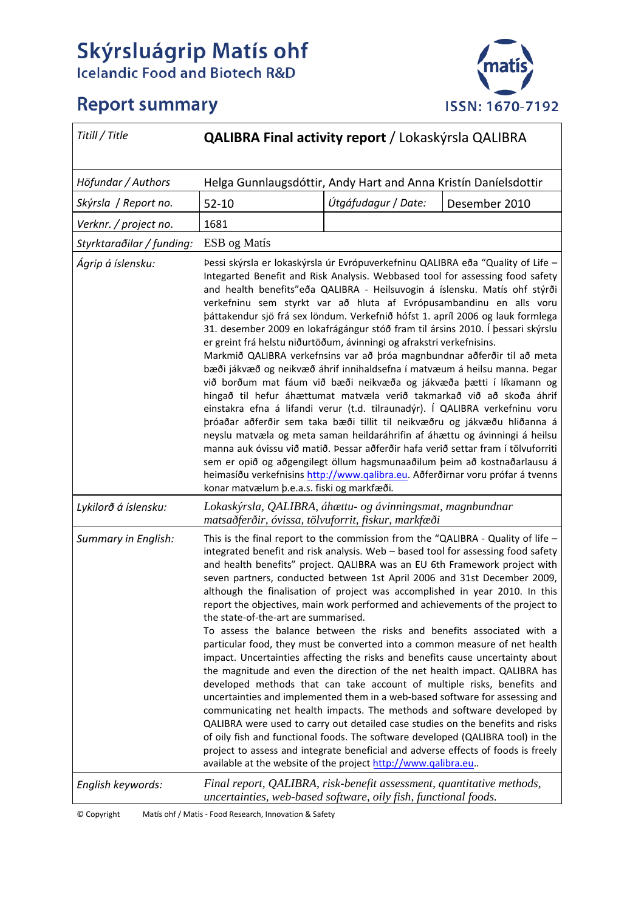# Skýrsluágrip Matís ohf

Icelandic Food and Biotech R&D

## Report summary

ISSN: 1670-7192

| *Titill / Title* | **QALIBRA Final activity report** / Lokaskýrsla QALIBRA | | |
|---|---|---|---|
| *Höfundar / Authors* | Helga Gunnlaugsdóttir, Andy Hart and Anna Kristín Daníelsdottir | | |
| *Skýrsla / Report no.* | 52-10 | *Útgáfudagur / Date:* | Desember 2010 |
| *Verknr. / project no.* | 1681 | | |
| *Styrktaraðilar / funding:* | ESB og Matís | | |
| *Ágrip á íslensku:* | Þessi skýrsla er lokaskýrsla úr Evrópuverkefninu QALIBRA eða "Quality of Life – Integrated Benefit and Risk Analysis. Webbased tool for assessing food safety and health benefits"eða QALIBRA - Heilsuvogin á íslensku. Matís ohf stýrði verkefninu sem styrkt var að hluta af Evrópusambandinu en alls voru þáttakendur sjö frá sex löndum. Verkefnið hófst 1. apríl 2006 og lauk formlega 31. desember 2009 en lokafrágangur stóð fram til ársins 2010. Í þessari skýrslu er greint frá helstu niðurtöðum, ávinningi og afrakstri verkefnisins. Markmið QALIBRA verkefnsins var að þróa magnbundnar aðferðir til að meta bæði jákvæð og neikvæð áhrif innihaldsefna í matvæum á heilsu manna. Þegar við borðum mat fáum við bæði neikvæða og jákvæða þætti í líkamann og hingað til hefur áhættumat matvæla verið takmarkað við að skoða áhrif einstakra efna á lifandi verur (t.d. tilraunadýr). Í QALIBRA verkefninu voru þróaðar aðferðir sem taka bæði tillit til neikvæðru og jákvæðu hliðanna á neyslu matvæla og meta saman heildaráhrifin af áhættu og ávinningi á heilsu manna auk óvissu við matið. Þessar aðferðir hafa verið settar fram í tölvuforriti sem er opið og aðgengilegt öllum hagsmunaaðilum þeim að kostnaðarlausu á heimasíðu verkefnisins http://www.qalibra.eu. Aðferðirnar voru prófar á tvenns konar matvælum þ.e.a.s. fiski og markfæði. | | |
| *Lykilorð á íslensku:* | *Lokaskýrsla, QALIBRA, áhættu- og ávinningsmat, magnbundnar matsaðferðir, óvissa, tölvuforrit, fiskur, markfæði* | | |
| *Summary in English:* | This is the final report to the commission from the "QALIBRA - Quality of life – integrated benefit and risk analysis. Web – based tool for assessing food safety and health benefits" project. QALIBRA was an EU 6th Framework project with seven partners, conducted between 1st April 2006 and 31st December 2009, although the finalisation of project was accomplished in year 2010. In this report the objectives, main work performed and achievements of the project to the state-of-the-art are summarised. To assess the balance between the risks and benefits associated with a particular food, they must be converted into a common measure of net health impact. Uncertainties affecting the risks and benefits cause uncertainty about the magnitude and even the direction of the net health impact. QALIBRA has developed methods that can take account of multiple risks, benefits and uncertainties and implemented them in a web-based software for assessing and communicating net health impacts. The methods and software developed by QALIBRA were used to carry out detailed case studies on the benefits and risks of oily fish and functional foods. The software developed (QALIBRA tool) in the project to assess and integrate beneficial and adverse effects of foods is freely available at the website of the project http://www.qalibra.eu.. | | |
| *English keywords:* | *Final report, QALIBRA, risk-benefit assessment, quantitative methods, uncertainties, web-based software, oily fish, functional foods.* | | |

© Copyright Matís ohf / Matis - Food Research, Innovation & Safety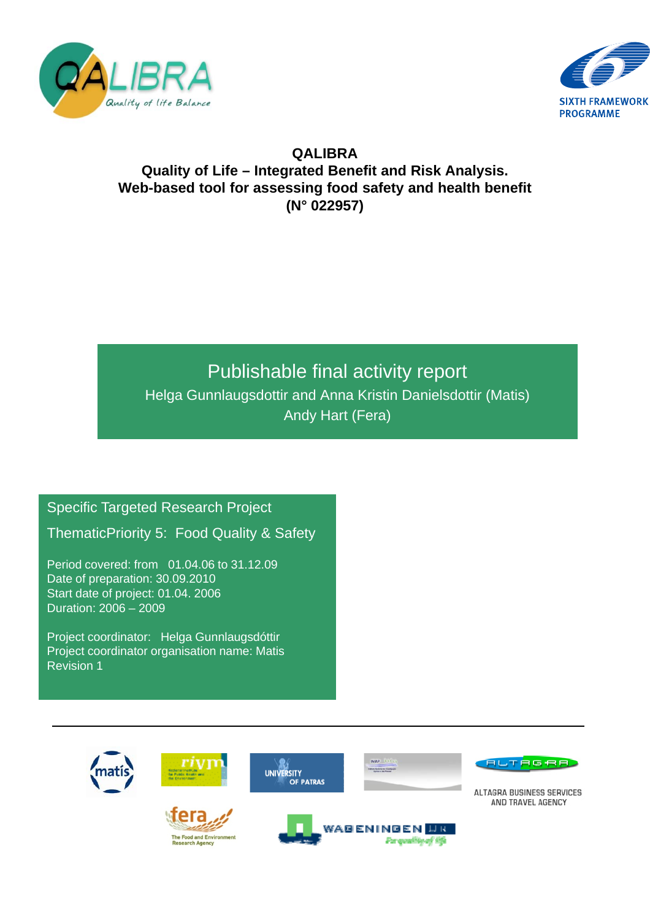# QALIBRA

## Quality of Life – Integrated Benefit and Risk Analysis. Web-based tool for assessing food safety and health benefit (N° 022957)

Publishable final activity report

Helga Gunnlaugsdottir and Anna Kristin Danielsdottir (Matis)

Andy Hart (Fera)

Specific Targeted Research Project

ThematicPriority 5: Food Quality & Safety

Period covered: from 01.04.06 to 31.12.09
Date of preparation: 30.09.2010
Start date of project: 01.04. 2006
Duration: 2006 – 2009

Project coordinator: Helga Gunnlaugsdóttir
Project coordinator organisation name: Matis
Revision 1

---

ALTAGRA BUSINESS SERVICES AND TRAVEL AGENCY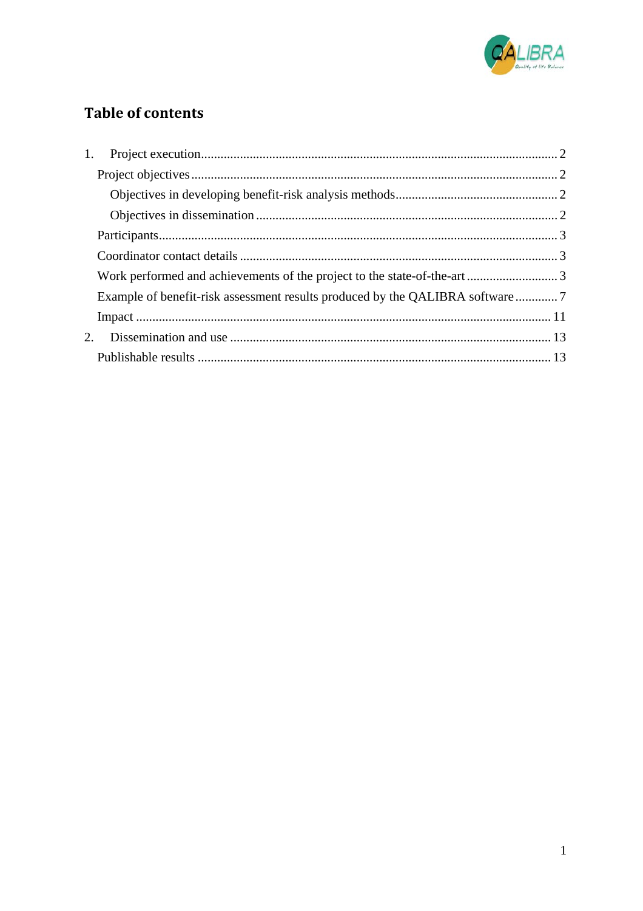# Table of contents

1. Project execution ............................................................ 2
   - Project objectives ............................................................ 2
     - Objectives in developing benefit-risk analysis methods ............................................................ 2
     - Objectives in dissemination ............................................................ 2
   - Participants ............................................................ 3
   - Coordinator contact details ............................................................ 3
   - Work performed and achievements of the project to the state-of-the-art ............................................................ 3
   - Example of benefit-risk assessment results produced by the QALIBRA software ............................................................ 7
   - Impact ............................................................ 11
2. Dissemination and use ............................................................ 13
   - Publishable results ............................................................ 13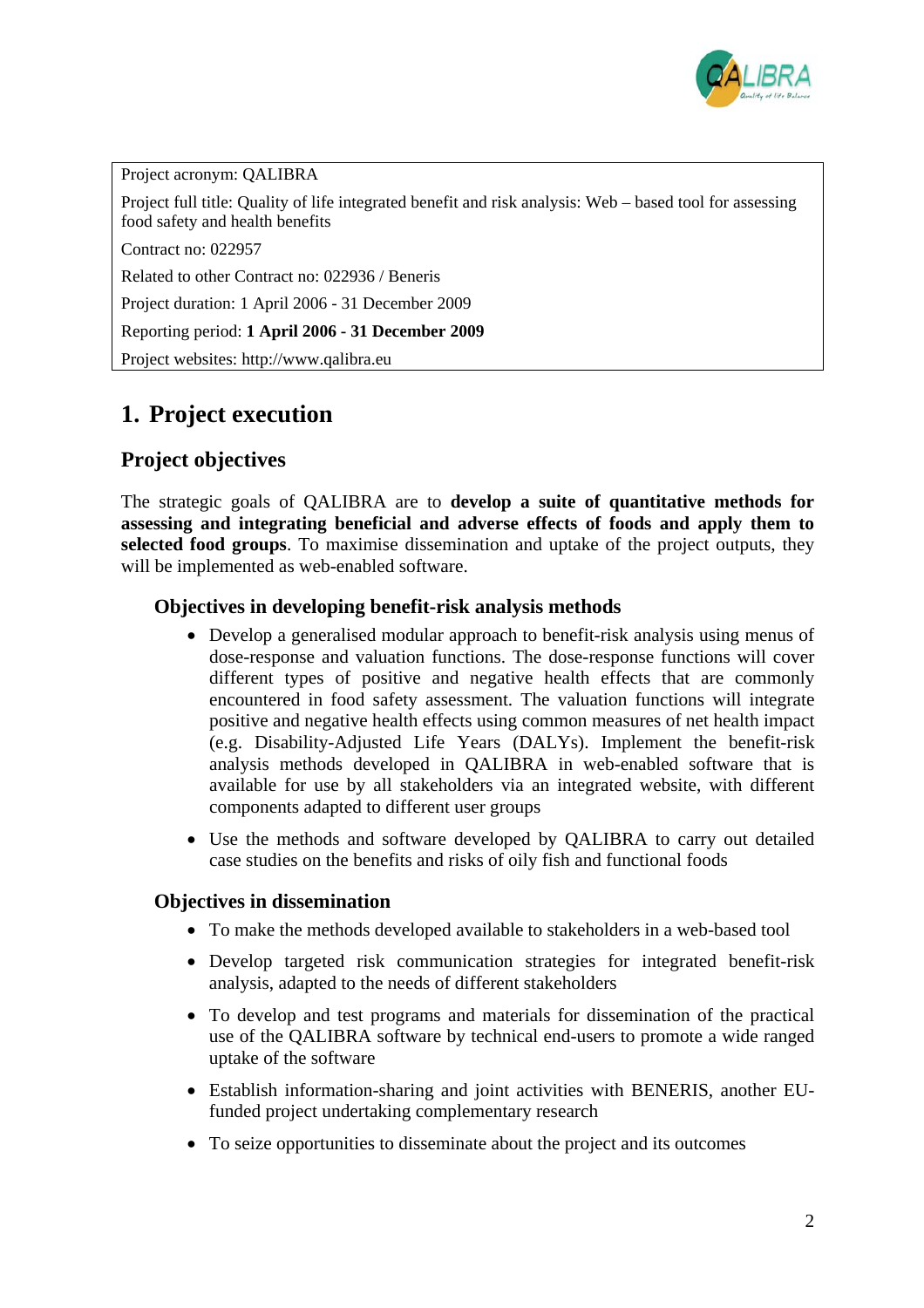Project acronym: QALIBRA

Project full title: Quality of life integrated benefit and risk analysis: Web – based tool for assessing food safety and health benefits

Contract no: 022957

Related to other Contract no: 022936 / Beneris

Project duration: 1 April 2006 - 31 December 2009

Reporting period: **1 April 2006 - 31 December 2009**

Project websites: http://www.qalibra.eu

# 1. Project execution

## Project objectives

The strategic goals of QALIBRA are to **develop a suite of quantitative methods for assessing and integrating beneficial and adverse effects of foods and apply them to selected food groups**. To maximise dissemination and uptake of the project outputs, they will be implemented as web-enabled software.

### Objectives in developing benefit-risk analysis methods

- Develop a generalised modular approach to benefit-risk analysis using menus of dose-response and valuation functions. The dose-response functions will cover different types of positive and negative health effects that are commonly encountered in food safety assessment. The valuation functions will integrate positive and negative health effects using common measures of net health impact (e.g. Disability-Adjusted Life Years (DALYs). Implement the benefit-risk analysis methods developed in QALIBRA in web-enabled software that is available for use by all stakeholders via an integrated website, with different components adapted to different user groups
- Use the methods and software developed by QALIBRA to carry out detailed case studies on the benefits and risks of oily fish and functional foods

### Objectives in dissemination

- To make the methods developed available to stakeholders in a web-based tool
- Develop targeted risk communication strategies for integrated benefit-risk analysis, adapted to the needs of different stakeholders
- To develop and test programs and materials for dissemination of the practical use of the QALIBRA software by technical end-users to promote a wide ranged uptake of the software
- Establish information-sharing and joint activities with BENERIS, another EU-funded project undertaking complementary research
- To seize opportunities to disseminate about the project and its outcomes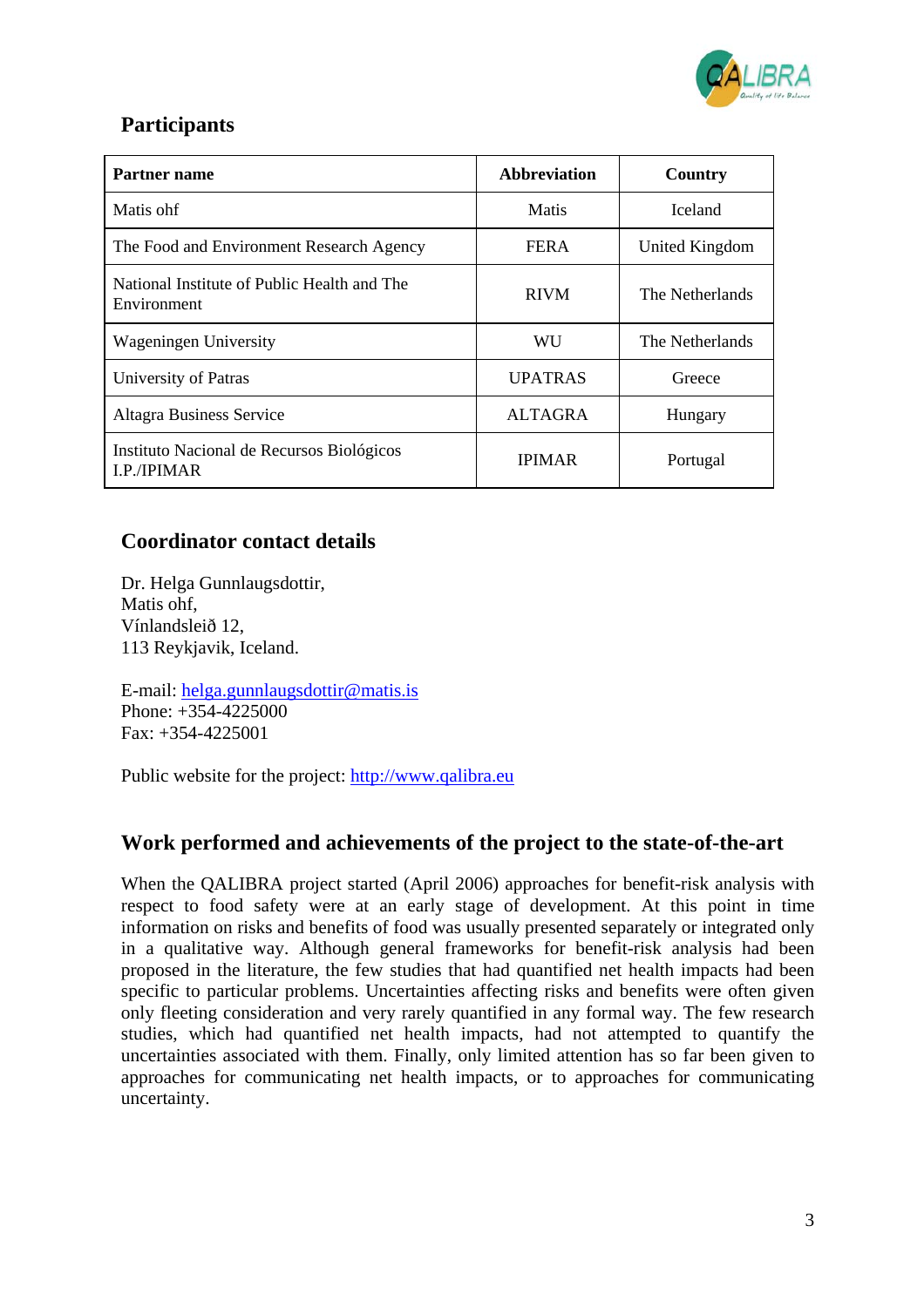## Participants

| Partner name | Abbreviation | Country |
|---|---|---|
| Matis ohf | Matis | Iceland |
| The Food and Environment Research Agency | FERA | United Kingdom |
| National Institute of Public Health and The Environment | RIVM | The Netherlands |
| Wageningen University | WU | The Netherlands |
| University of Patras | UPATRAS | Greece |
| Altagra Business Service | ALTAGRA | Hungary |
| Instituto Nacional de Recursos Biológicos I.P./IPIMAR | IPIMAR | Portugal |

## Coordinator contact details

Dr. Helga Gunnlaugsdottir,
Matis ohf,
Vínlandsleið 12,
113 Reykjavik, Iceland.

E-mail: helga.gunnlaugsdottir@matis.is
Phone: +354-4225000
Fax: +354-4225001

Public website for the project: http://www.qalibra.eu

## Work performed and achievements of the project to the state-of-the-art

When the QALIBRA project started (April 2006) approaches for benefit-risk analysis with respect to food safety were at an early stage of development. At this point in time information on risks and benefits of food was usually presented separately or integrated only in a qualitative way. Although general frameworks for benefit-risk analysis had been proposed in the literature, the few studies that had quantified net health impacts had been specific to particular problems. Uncertainties affecting risks and benefits were often given only fleeting consideration and very rarely quantified in any formal way. The few research studies, which had quantified net health impacts, had not attempted to quantify the uncertainties associated with them. Finally, only limited attention has so far been given to approaches for communicating net health impacts, or to approaches for communicating uncertainty.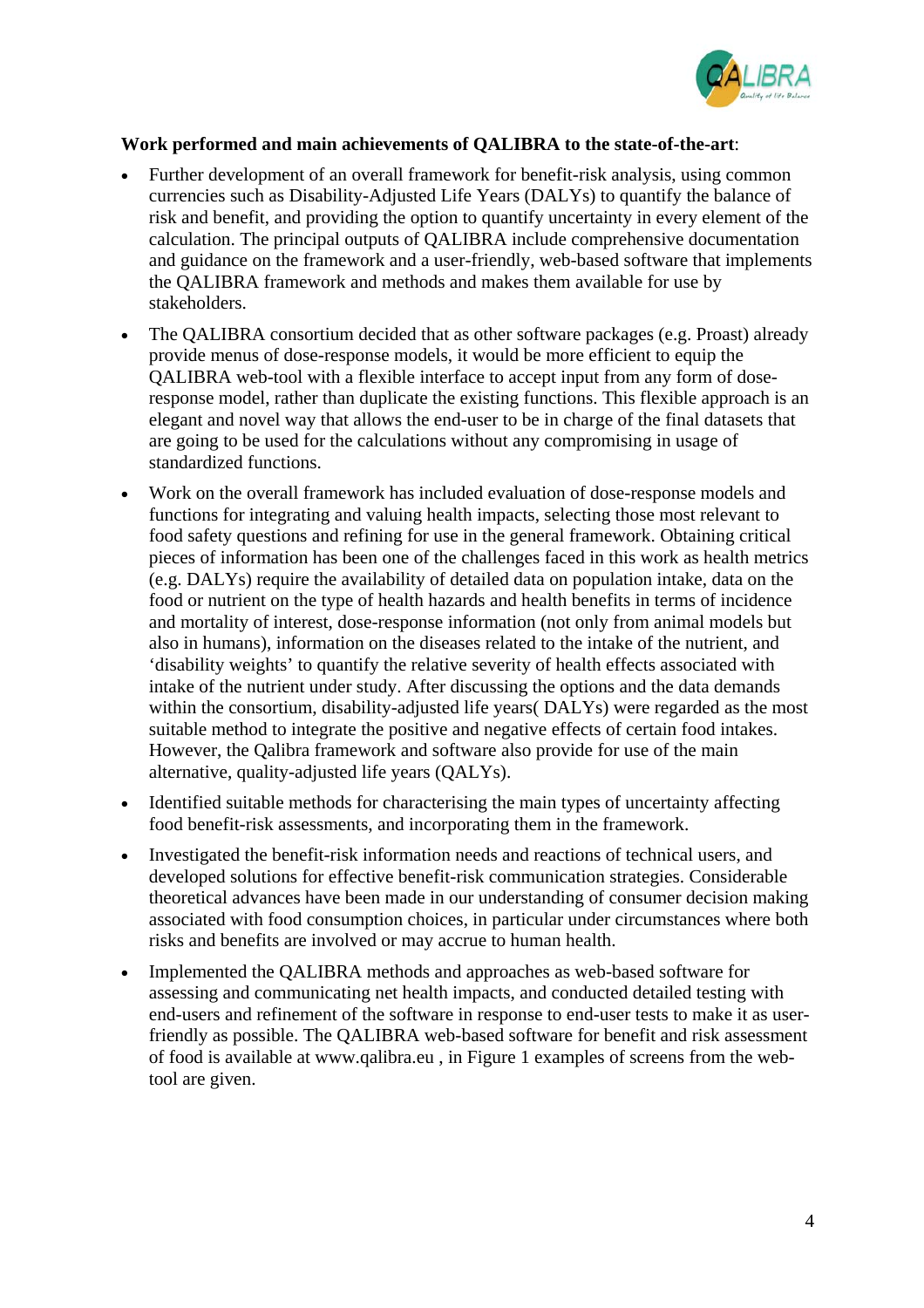**Work performed and main achievements of QALIBRA to the state-of-the-art**:

- Further development of an overall framework for benefit-risk analysis, using common currencies such as Disability-Adjusted Life Years (DALYs) to quantify the balance of risk and benefit, and providing the option to quantify uncertainty in every element of the calculation. The principal outputs of QALIBRA include comprehensive documentation and guidance on the framework and a user-friendly, web-based software that implements the QALIBRA framework and methods and makes them available for use by stakeholders.
- The QALIBRA consortium decided that as other software packages (e.g. Proast) already provide menus of dose-response models, it would be more efficient to equip the QALIBRA web-tool with a flexible interface to accept input from any form of dose-response model, rather than duplicate the existing functions. This flexible approach is an elegant and novel way that allows the end-user to be in charge of the final datasets that are going to be used for the calculations without any compromising in usage of standardized functions.
- Work on the overall framework has included evaluation of dose-response models and functions for integrating and valuing health impacts, selecting those most relevant to food safety questions and refining for use in the general framework. Obtaining critical pieces of information has been one of the challenges faced in this work as health metrics (e.g. DALYs) require the availability of detailed data on population intake, data on the food or nutrient on the type of health hazards and health benefits in terms of incidence and mortality of interest, dose-response information (not only from animal models but also in humans), information on the diseases related to the intake of the nutrient, and 'disability weights' to quantify the relative severity of health effects associated with intake of the nutrient under study. After discussing the options and the data demands within the consortium, disability-adjusted life years( DALYs) were regarded as the most suitable method to integrate the positive and negative effects of certain food intakes. However, the Qalibra framework and software also provide for use of the main alternative, quality-adjusted life years (QALYs).
- Identified suitable methods for characterising the main types of uncertainty affecting food benefit-risk assessments, and incorporating them in the framework.
- Investigated the benefit-risk information needs and reactions of technical users, and developed solutions for effective benefit-risk communication strategies. Considerable theoretical advances have been made in our understanding of consumer decision making associated with food consumption choices, in particular under circumstances where both risks and benefits are involved or may accrue to human health.
- Implemented the QALIBRA methods and approaches as web-based software for assessing and communicating net health impacts, and conducted detailed testing with end-users and refinement of the software in response to end-user tests to make it as user-friendly as possible. The QALIBRA web-based software for benefit and risk assessment of food is available at www.qalibra.eu , in Figure 1 examples of screens from the web-tool are given.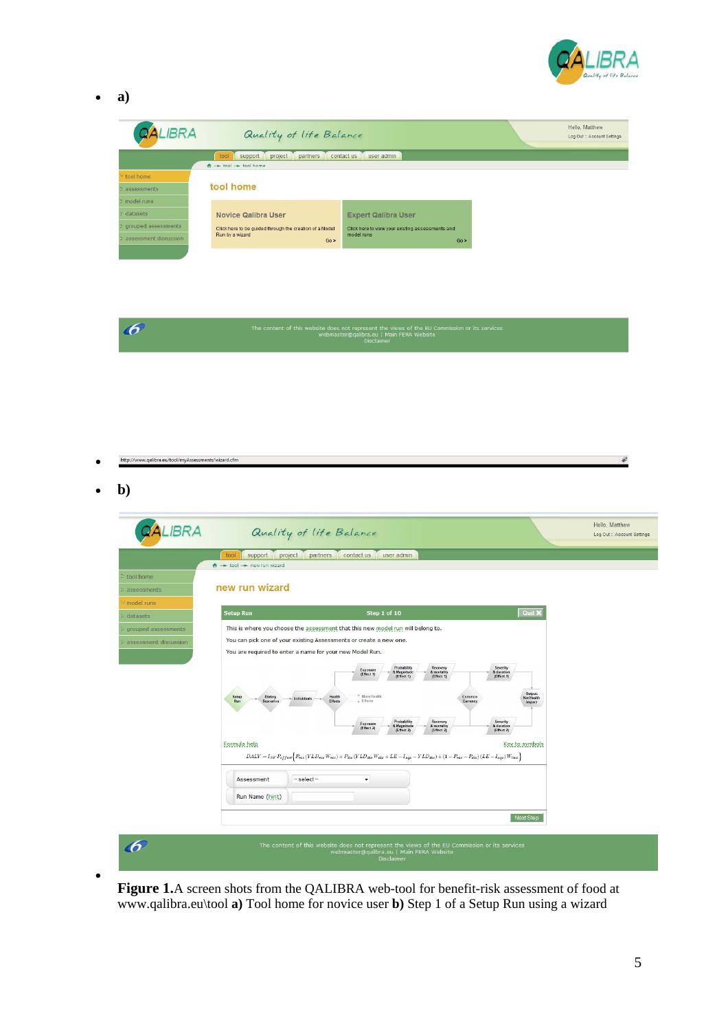- **a)**

- **b)**

**Figure 1.** A screen shots from the QALIBRA web-tool for benefit-risk assessment of food at www.qalibra.eu\tool **a)** Tool home for novice user **b)** Step 1 of a Setup Run using a wizard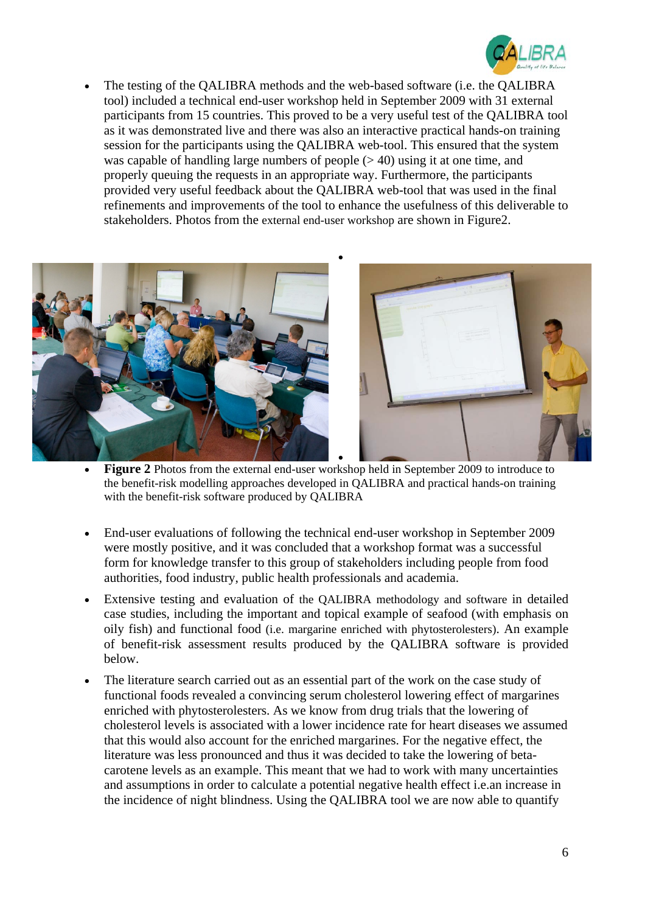- The testing of the QALIBRA methods and the web-based software (i.e. the QALIBRA tool) included a technical end-user workshop held in September 2009 with 31 external participants from 15 countries. This proved to be a very useful test of the QALIBRA tool as it was demonstrated live and there was also an interactive practical hands-on training session for the participants using the QALIBRA web-tool. This ensured that the system was capable of handling large numbers of people (> 40) using it at one time, and properly queuing the requests in an appropriate way. Furthermore, the participants provided very useful feedback about the QALIBRA web-tool that was used in the final refinements and improvements of the tool to enhance the usefulness of this deliverable to stakeholders. Photos from the external end-user workshop are shown in Figure2.

- **Figure 2** Photos from the external end-user workshop held in September 2009 to introduce to the benefit-risk modelling approaches developed in QALIBRA and practical hands-on training with the benefit-risk software produced by QALIBRA

- End-user evaluations of following the technical end-user workshop in September 2009 were mostly positive, and it was concluded that a workshop format was a successful form for knowledge transfer to this group of stakeholders including people from food authorities, food industry, public health professionals and academia.

- Extensive testing and evaluation of the QALIBRA methodology and software in detailed case studies, including the important and topical example of seafood (with emphasis on oily fish) and functional food (i.e. margarine enriched with phytosterolesters). An example of benefit-risk assessment results produced by the QALIBRA software is provided below.

- The literature search carried out as an essential part of the work on the case study of functional foods revealed a convincing serum cholesterol lowering effect of margarines enriched with phytosterolesters. As we know from drug trials that the lowering of cholesterol levels is associated with a lower incidence rate for heart diseases we assumed that this would also account for the enriched margarines. For the negative effect, the literature was less pronounced and thus it was decided to take the lowering of beta-carotene levels as an example. This meant that we had to work with many uncertainties and assumptions in order to calculate a potential negative health effect i.e.an increase in the incidence of night blindness. Using the QALIBRA tool we are now able to quantify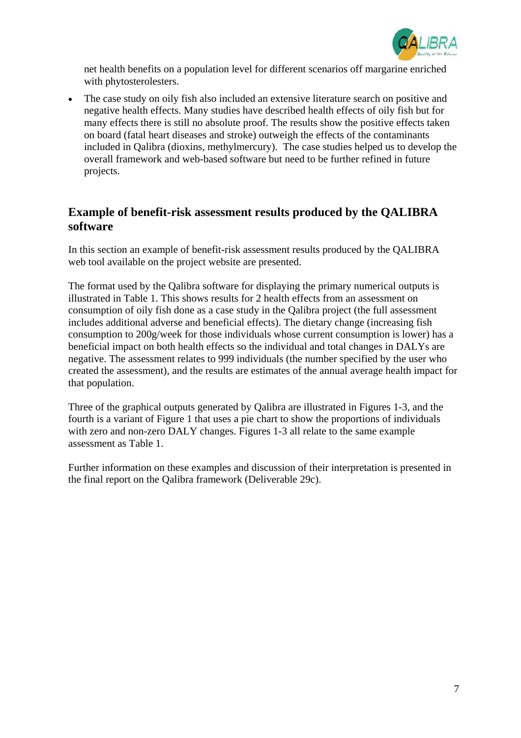net health benefits on a population level for different scenarios off margarine enriched with phytosterolesters.

- The case study on oily fish also included an extensive literature search on positive and negative health effects. Many studies have described health effects of oily fish but for many effects there is still no absolute proof. The results show the positive effects taken on board (fatal heart diseases and stroke) outweigh the effects of the contaminants included in Qalibra (dioxins, methylmercury). The case studies helped us to develop the overall framework and web-based software but need to be further refined in future projects.

## Example of benefit-risk assessment results produced by the QALIBRA software

In this section an example of benefit-risk assessment results produced by the QALIBRA web tool available on the project website are presented.

The format used by the Qalibra software for displaying the primary numerical outputs is illustrated in Table 1. This shows results for 2 health effects from an assessment on consumption of oily fish done as a case study in the Qalibra project (the full assessment includes additional adverse and beneficial effects). The dietary change (increasing fish consumption to 200g/week for those individuals whose current consumption is lower) has a beneficial impact on both health effects so the individual and total changes in DALYs are negative. The assessment relates to 999 individuals (the number specified by the user who created the assessment), and the results are estimates of the annual average health impact for that population.

Three of the graphical outputs generated by Qalibra are illustrated in Figures 1-3, and the fourth is a variant of Figure 1 that uses a pie chart to show the proportions of individuals with zero and non-zero DALY changes. Figures 1-3 all relate to the same example assessment as Table 1.

Further information on these examples and discussion of their interpretation is presented in the final report on the Qalibra framework (Deliverable 29c).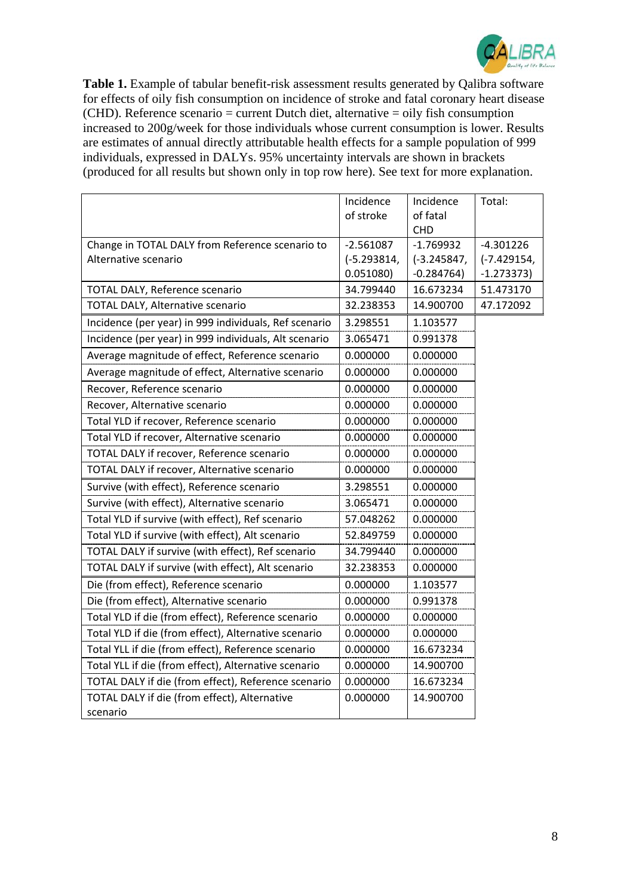**Table 1.** Example of tabular benefit-risk assessment results generated by Qalibra software for effects of oily fish consumption on incidence of stroke and fatal coronary heart disease (CHD). Reference scenario = current Dutch diet, alternative = oily fish consumption increased to 200g/week for those individuals whose current consumption is lower. Results are estimates of annual directly attributable health effects for a sample population of 999 individuals, expressed in DALYs. 95% uncertainty intervals are shown in brackets (produced for all results but shown only in top row here). See text for more explanation.

| | Incidence of stroke | Incidence of fatal CHD | Total: |
|---|---|---|---|
| Change in TOTAL DALY from Reference scenario to Alternative scenario | -2.561087 (-5.293814, 0.051080) | -1.769932 (-3.245847, -0.284764) | -4.301226 (-7.429154, -1.273373) |
| TOTAL DALY, Reference scenario | 34.799440 | 16.673234 | 51.473170 |
| TOTAL DALY, Alternative scenario | 32.238353 | 14.900700 | 47.172092 |
| Incidence (per year) in 999 individuals, Ref scenario | 3.298551 | 1.103577 | |
| Incidence (per year) in 999 individuals, Alt scenario | 3.065471 | 0.991378 | |
| Average magnitude of effect, Reference scenario | 0.000000 | 0.000000 | |
| Average magnitude of effect, Alternative scenario | 0.000000 | 0.000000 | |
| Recover, Reference scenario | 0.000000 | 0.000000 | |
| Recover, Alternative scenario | 0.000000 | 0.000000 | |
| Total YLD if recover, Reference scenario | 0.000000 | 0.000000 | |
| Total YLD if recover, Alternative scenario | 0.000000 | 0.000000 | |
| TOTAL DALY if recover, Reference scenario | 0.000000 | 0.000000 | |
| TOTAL DALY if recover, Alternative scenario | 0.000000 | 0.000000 | |
| Survive (with effect), Reference scenario | 3.298551 | 0.000000 | |
| Survive (with effect), Alternative scenario | 3.065471 | 0.000000 | |
| Total YLD if survive (with effect), Ref scenario | 57.048262 | 0.000000 | |
| Total YLD if survive (with effect), Alt scenario | 52.849759 | 0.000000 | |
| TOTAL DALY if survive (with effect), Ref scenario | 34.799440 | 0.000000 | |
| TOTAL DALY if survive (with effect), Alt scenario | 32.238353 | 0.000000 | |
| Die (from effect), Reference scenario | 0.000000 | 1.103577 | |
| Die (from effect), Alternative scenario | 0.000000 | 0.991378 | |
| Total YLD if die (from effect), Reference scenario | 0.000000 | 0.000000 | |
| Total YLD if die (from effect), Alternative scenario | 0.000000 | 0.000000 | |
| Total YLL if die (from effect), Reference scenario | 0.000000 | 16.673234 | |
| Total YLL if die (from effect), Alternative scenario | 0.000000 | 14.900700 | |
| TOTAL DALY if die (from effect), Reference scenario | 0.000000 | 16.673234 | |
| TOTAL DALY if die (from effect), Alternative scenario | 0.000000 | 14.900700 | |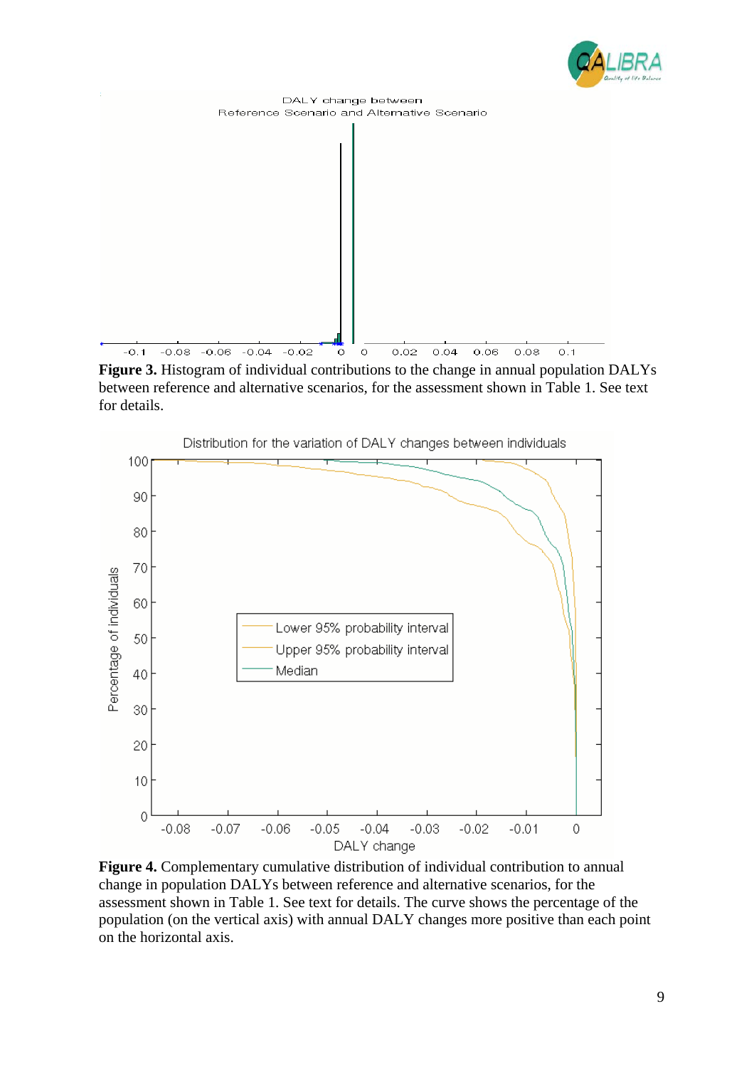**Figure 3.** Histogram of individual contributions to the change in annual population DALYs between reference and alternative scenarios, for the assessment shown in Table 1. See text for details.

**Figure 4.** Complementary cumulative distribution of individual contribution to annual change in population DALYs between reference and alternative scenarios, for the assessment shown in Table 1. See text for details. The curve shows the percentage of the population (on the vertical axis) with annual DALY changes more positive than each point on the horizontal axis.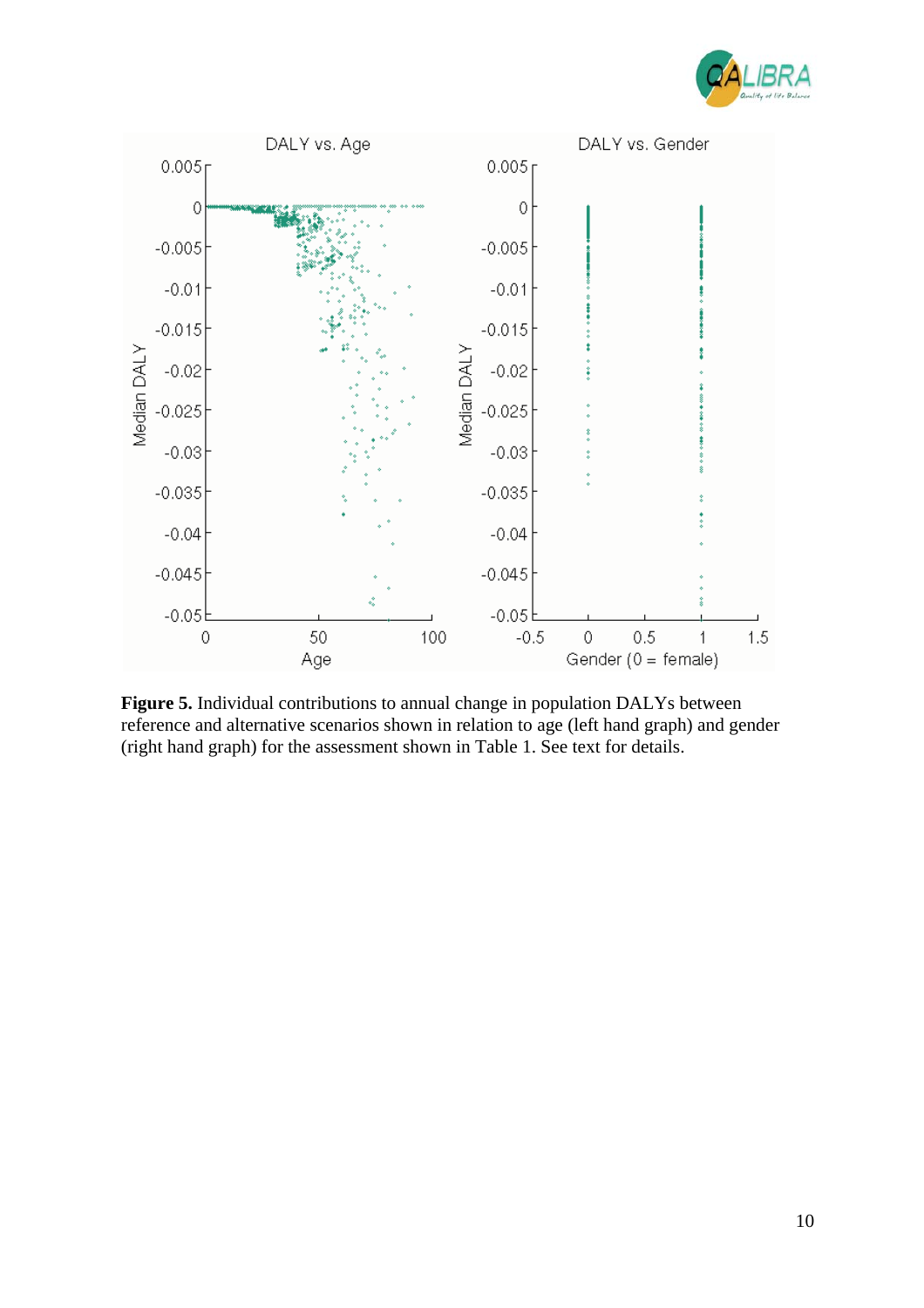**Figure 5.** Individual contributions to annual change in population DALYs between reference and alternative scenarios shown in relation to age (left hand graph) and gender (right hand graph) for the assessment shown in Table 1. See text for details.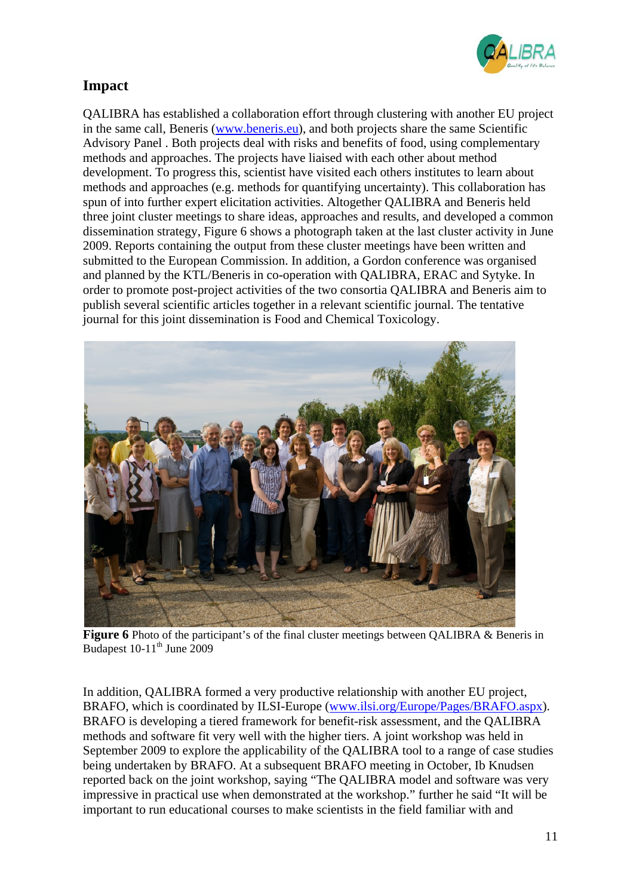## Impact

QALIBRA has established a collaboration effort through clustering with another EU project in the same call, Beneris (www.beneris.eu), and both projects share the same Scientific Advisory Panel . Both projects deal with risks and benefits of food, using complementary methods and approaches. The projects have liaised with each other about method development. To progress this, scientist have visited each others institutes to learn about methods and approaches (e.g. methods for quantifying uncertainty). This collaboration has spun of into further expert elicitation activities. Altogether QALIBRA and Beneris held three joint cluster meetings to share ideas, approaches and results, and developed a common dissemination strategy, Figure 6 shows a photograph taken at the last cluster activity in June 2009. Reports containing the output from these cluster meetings have been written and submitted to the European Commission. In addition, a Gordon conference was organised and planned by the KTL/Beneris in co-operation with QALIBRA, ERAC and Sytyke. In order to promote post-project activities of the two consortia QALIBRA and Beneris aim to publish several scientific articles together in a relevant scientific journal. The tentative journal for this joint dissemination is Food and Chemical Toxicology.

**Figure 6** Photo of the participant's of the final cluster meetings between QALIBRA & Beneris in Budapest 10-11th June 2009

In addition, QALIBRA formed a very productive relationship with another EU project, BRAFO, which is coordinated by ILSI-Europe (www.ilsi.org/Europe/Pages/BRAFO.aspx). BRAFO is developing a tiered framework for benefit-risk assessment, and the QALIBRA methods and software fit very well with the higher tiers. A joint workshop was held in September 2009 to explore the applicability of the QALIBRA tool to a range of case studies being undertaken by BRAFO. At a subsequent BRAFO meeting in October, Ib Knudsen reported back on the joint workshop, saying "The QALIBRA model and software was very impressive in practical use when demonstrated at the workshop." further he said "It will be important to run educational courses to make scientists in the field familiar with and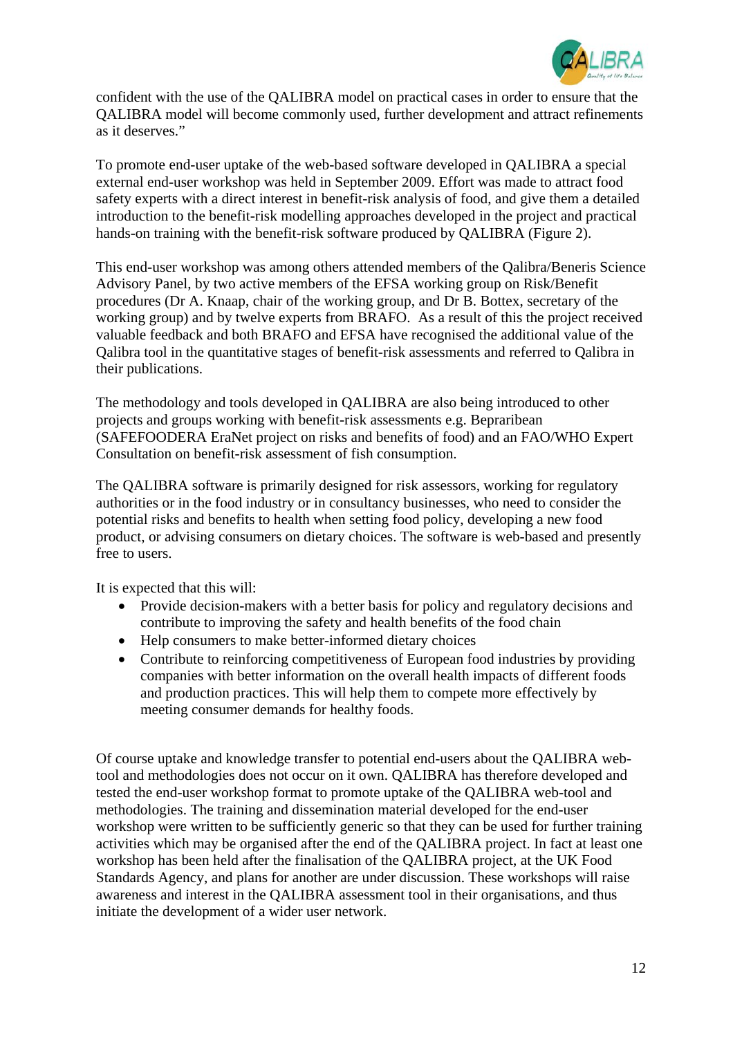confident with the use of the QALIBRA model on practical cases in order to ensure that the QALIBRA model will become commonly used, further development and attract refinements as it deserves."

To promote end-user uptake of the web-based software developed in QALIBRA a special external end-user workshop was held in September 2009. Effort was made to attract food safety experts with a direct interest in benefit-risk analysis of food, and give them a detailed introduction to the benefit-risk modelling approaches developed in the project and practical hands-on training with the benefit-risk software produced by QALIBRA (Figure 2).

This end-user workshop was among others attended members of the Qalibra/Beneris Science Advisory Panel, by two active members of the EFSA working group on Risk/Benefit procedures (Dr A. Knaap, chair of the working group, and Dr B. Bottex, secretary of the working group) and by twelve experts from BRAFO. As a result of this the project received valuable feedback and both BRAFO and EFSA have recognised the additional value of the Qalibra tool in the quantitative stages of benefit-risk assessments and referred to Qalibra in their publications.

The methodology and tools developed in QALIBRA are also being introduced to other projects and groups working with benefit-risk assessments e.g. Bepraribean (SAFEFOODERA EraNet project on risks and benefits of food) and an FAO/WHO Expert Consultation on benefit-risk assessment of fish consumption.

The QALIBRA software is primarily designed for risk assessors, working for regulatory authorities or in the food industry or in consultancy businesses, who need to consider the potential risks and benefits to health when setting food policy, developing a new food product, or advising consumers on dietary choices. The software is web-based and presently free to users.

It is expected that this will:

- Provide decision-makers with a better basis for policy and regulatory decisions and contribute to improving the safety and health benefits of the food chain
- Help consumers to make better-informed dietary choices
- Contribute to reinforcing competitiveness of European food industries by providing companies with better information on the overall health impacts of different foods and production practices. This will help them to compete more effectively by meeting consumer demands for healthy foods.

Of course uptake and knowledge transfer to potential end-users about the QALIBRA web-tool and methodologies does not occur on it own. QALIBRA has therefore developed and tested the end-user workshop format to promote uptake of the QALIBRA web-tool and methodologies. The training and dissemination material developed for the end-user workshop were written to be sufficiently generic so that they can be used for further training activities which may be organised after the end of the QALIBRA project. In fact at least one workshop has been held after the finalisation of the QALIBRA project, at the UK Food Standards Agency, and plans for another are under discussion. These workshops will raise awareness and interest in the QALIBRA assessment tool in their organisations, and thus initiate the development of a wider user network.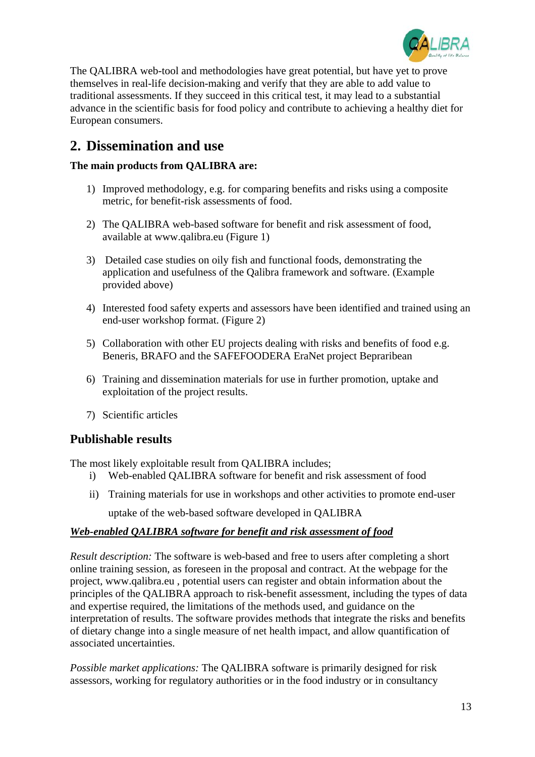The QALIBRA web-tool and methodologies have great potential, but have yet to prove themselves in real-life decision-making and verify that they are able to add value to traditional assessments. If they succeed in this critical test, it may lead to a substantial advance in the scientific basis for food policy and contribute to achieving a healthy diet for European consumers.

## 2. Dissemination and use

**The main products from QALIBRA are:**

1) Improved methodology, e.g. for comparing benefits and risks using a composite metric, for benefit-risk assessments of food.

2) The QALIBRA web-based software for benefit and risk assessment of food, available at www.qalibra.eu (Figure 1)

3) Detailed case studies on oily fish and functional foods, demonstrating the application and usefulness of the Qalibra framework and software. (Example provided above)

4) Interested food safety experts and assessors have been identified and trained using an end-user workshop format. (Figure 2)

5) Collaboration with other EU projects dealing with risks and benefits of food e.g. Beneris, BRAFO and the SAFEFOODERA EraNet project Bepraribean

6) Training and dissemination materials for use in further promotion, uptake and exploitation of the project results.

7) Scientific articles

## Publishable results

The most likely exploitable result from QALIBRA includes;

i) Web-enabled QALIBRA software for benefit and risk assessment of food

ii) Training materials for use in workshops and other activities to promote end-user uptake of the web-based software developed in QALIBRA

***Web-enabled QALIBRA software for benefit and risk assessment of food***

*Result description:* The software is web-based and free to users after completing a short online training session, as foreseen in the proposal and contract. At the webpage for the project, www.qalibra.eu , potential users can register and obtain information about the principles of the QALIBRA approach to risk-benefit assessment, including the types of data and expertise required, the limitations of the methods used, and guidance on the interpretation of results. The software provides methods that integrate the risks and benefits of dietary change into a single measure of net health impact, and allow quantification of associated uncertainties.

*Possible market applications:* The QALIBRA software is primarily designed for risk assessors, working for regulatory authorities or in the food industry or in consultancy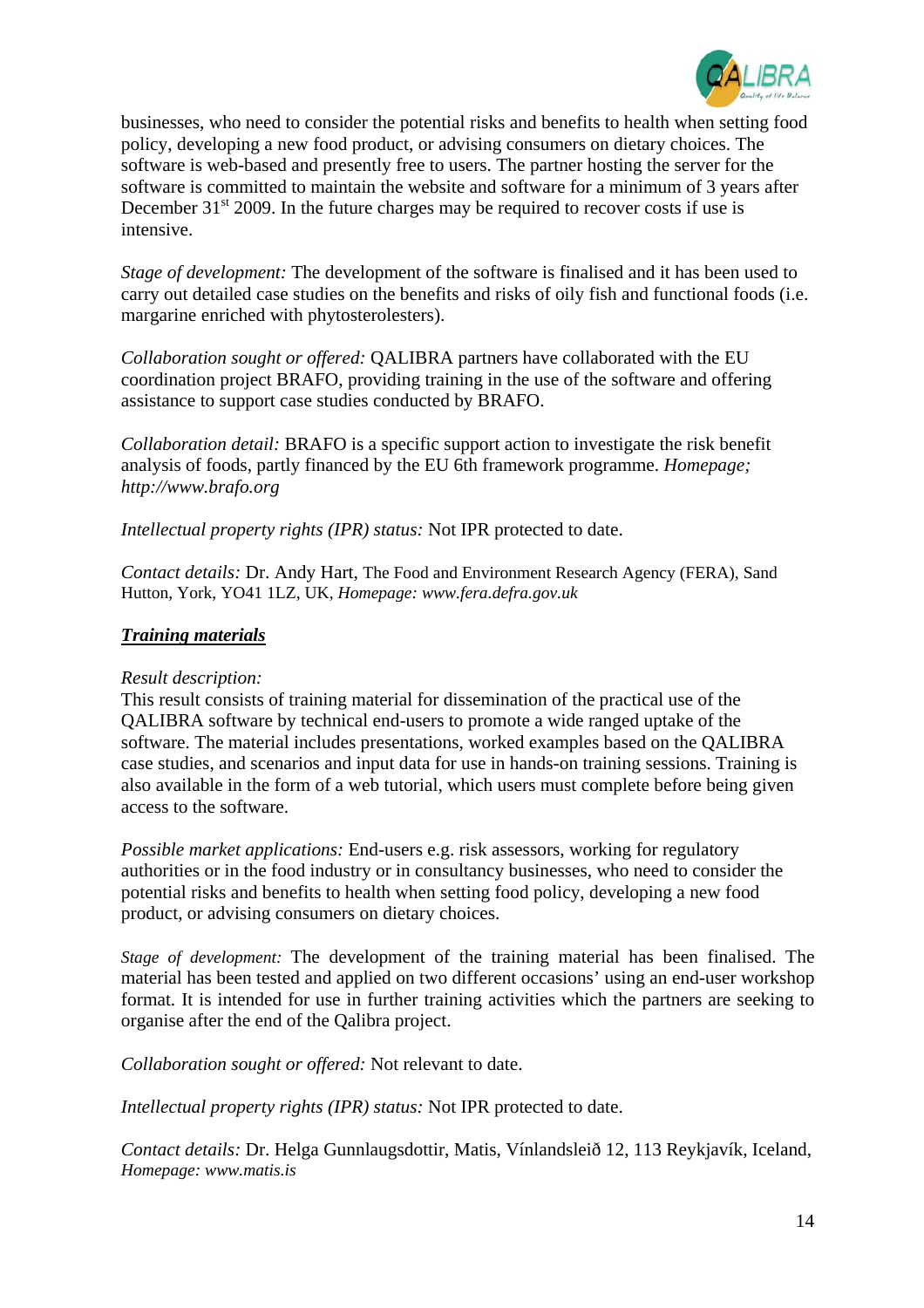businesses, who need to consider the potential risks and benefits to health when setting food policy, developing a new food product, or advising consumers on dietary choices. The software is web-based and presently free to users. The partner hosting the server for the software is committed to maintain the website and software for a minimum of 3 years after December 31st 2009. In the future charges may be required to recover costs if use is intensive.

*Stage of development:* The development of the software is finalised and it has been used to carry out detailed case studies on the benefits and risks of oily fish and functional foods (i.e. margarine enriched with phytosterolesters).

*Collaboration sought or offered:* QALIBRA partners have collaborated with the EU coordination project BRAFO, providing training in the use of the software and offering assistance to support case studies conducted by BRAFO.

*Collaboration detail:* BRAFO is a specific support action to investigate the risk benefit analysis of foods, partly financed by the EU 6th framework programme. *Homepage; http://www.brafo.org*

*Intellectual property rights (IPR) status:* Not IPR protected to date.

*Contact details:* Dr. Andy Hart, The Food and Environment Research Agency (FERA), Sand Hutton, York, YO41 1LZ, UK, *Homepage: www.fera.defra.gov.uk*

***Training materials***

*Result description:*
This result consists of training material for dissemination of the practical use of the QALIBRA software by technical end-users to promote a wide ranged uptake of the software. The material includes presentations, worked examples based on the QALIBRA case studies, and scenarios and input data for use in hands-on training sessions. Training is also available in the form of a web tutorial, which users must complete before being given access to the software.

*Possible market applications:* End-users e.g. risk assessors, working for regulatory authorities or in the food industry or in consultancy businesses, who need to consider the potential risks and benefits to health when setting food policy, developing a new food product, or advising consumers on dietary choices.

*Stage of development:* The development of the training material has been finalised. The material has been tested and applied on two different occasions' using an end-user workshop format. It is intended for use in further training activities which the partners are seeking to organise after the end of the Qalibra project.

*Collaboration sought or offered:* Not relevant to date.

*Intellectual property rights (IPR) status:* Not IPR protected to date.

*Contact details:* Dr. Helga Gunnlaugsdottir, Matis, Vínlandsleið 12, 113 Reykjavík, Iceland, *Homepage: www.matis.is*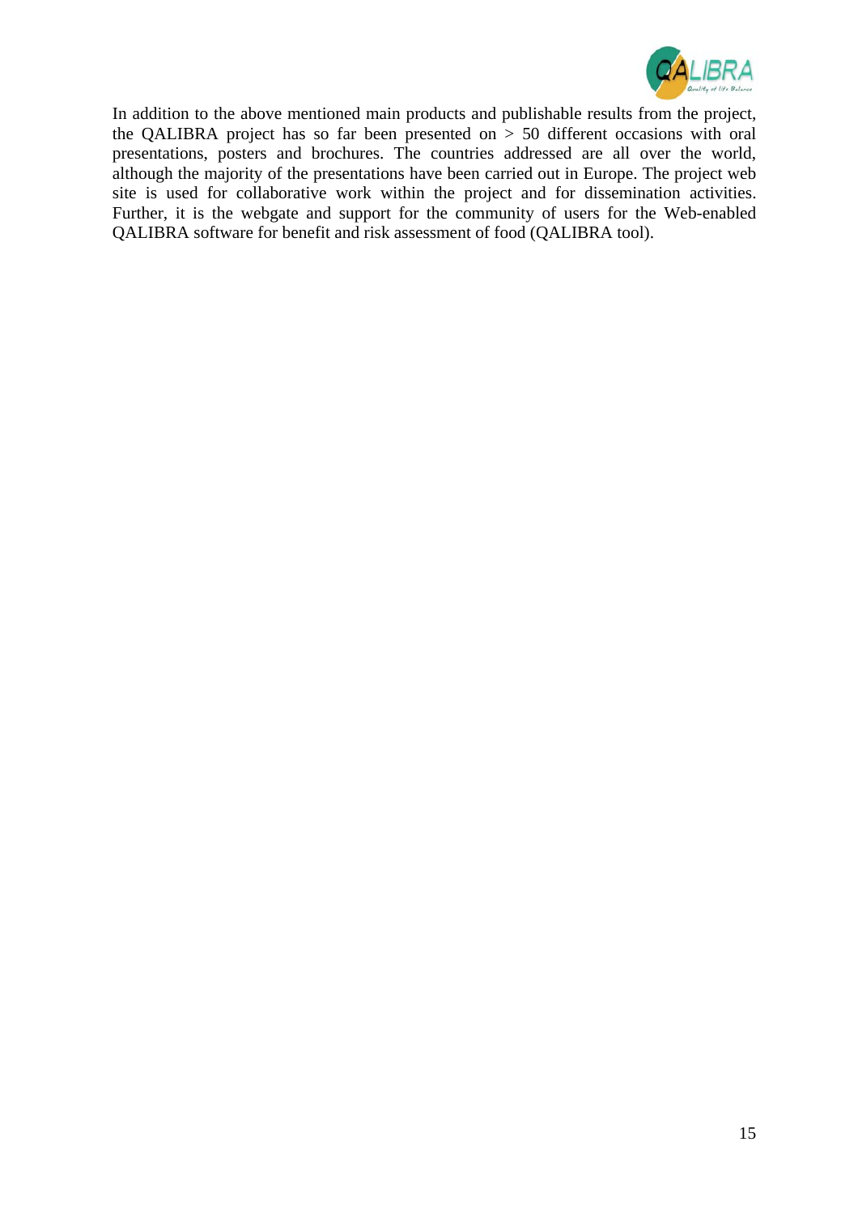In addition to the above mentioned main products and publishable results from the project, the QALIBRA project has so far been presented on > 50 different occasions with oral presentations, posters and brochures. The countries addressed are all over the world, although the majority of the presentations have been carried out in Europe. The project web site is used for collaborative work within the project and for dissemination activities. Further, it is the webgate and support for the community of users for the Web-enabled QALIBRA software for benefit and risk assessment of food (QALIBRA tool).